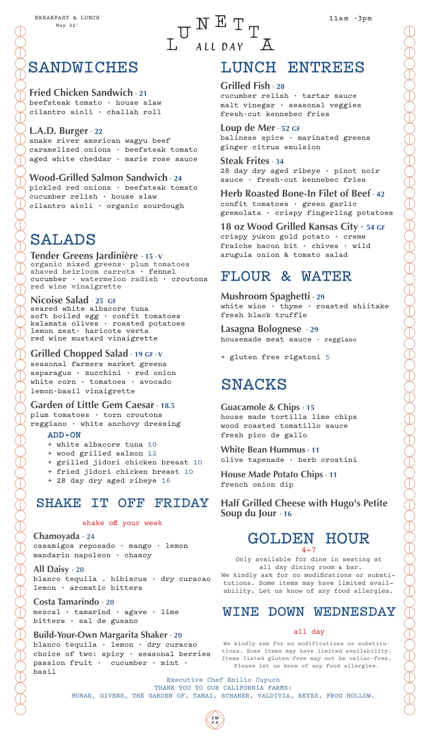BREAKFAST & LUNCH
May 22'

# LUNETTA ALL DAY

11am -3pm

## SANDWICHES

**Fried Chicken Sandwich · 21**
beefsteak tomato · house slaw
cilantro aioli · challah roll

**L.A.D. Burger · 22**
snake river american wagyu beef
caramelized onions · beefsteak tomato
aged white cheddar · marie rose sauce

**Wood-Grilled Salmon Sandwich · 24**
pickled red onions · beefsteak tomato
cucumber relish · house slaw
cilantro aioli · organic sourdough

## SALADS

**Tender Greens Jardinière · 15 · V**
organic mixed greens· plum tomatoes
shaved heirloom carrots · fennel
cucumber · watermelon radish · croutons
red wine vinaigrette

**Nicoise Salad · 25 GF**
seared white albacore tuna
soft boiled egg · confit tomatoes
kalamata olives · roasted potatoes
lemon zest· haricots verts
red wine mustard vinaigrette

**Grilled Chopped Salad · 19 GF · V**
seasonal farmers market greens
asparagus · zucchini · red onion
white corn · tomatoes · avocado
lemon-basil vinaigrette

**Garden of Little Gem Caesar · 18.5**
plum tomatoes · torn croutons
reggiano · white anchovy dressing

**ADD-ON**
- + white albacore tuna 10
- + wood grilled salmon 12
- + grilled jidori chicken breast 10
- + fried jidori chicken breast 10
- + 28 day dry aged ribeye 16

## SHAKE IT OFF FRIDAY

shake off your week

**Chamoyada · 24**
casamigos reposado · mango · lemon
mandarin napoleon · chamoy

**All Daisy · 20**
blanco tequila . hibiscus · dry curacao
lemon · aromatic bitters

**Costa Tamarindo · 20**
mezcal · tamarind · agave · lime
bitters · sal de gusano

**Build-Your-Own Margarita Shaker · 20**
blanco tequila · lemon · dry curacao
choice of two: spicy · seasonal berries
passion fruit · cucumber · mint ·
basil

## LUNCH ENTREES

**Grilled Fish · 28**
cucumber relish · tartar sauce
malt vinegar · seasonal veggies
fresh-cut kennebec fries

**Loup de Mer · 52 GF**
balinese spice · marinated greens
ginger citrus emulsion

**Steak Frites · 34**
28 day dry aged ribeye · pinot noir
sauce · fresh-cut kennebec fries

**Herb Roasted Bone-In Filet of Beef · 42**
confit tomatoes · green garlic
gremolata · crispy fingerling potatoes

**18 oz Wood Grilled Kansas City · 54 GF**
crispy yukon gold potato · creme
fraiche bacon bit · chives · wild
arugula onion & tomato salad

## FLOUR & WATER

**Mushroom Spaghetti · 29**
white wine · thyme · roasted shiitake
fresh black truffle

**Lasagna Bolognese · 29**
housemade meat sauce · reggiano

+ gluten free rigatoni 5

## SNACKS

**Guacamole & Chips · 15**
house made tortilla lime chips
wood roasted tomatillo sauce
fresh pico de gallo

**White Bean Hummus · 11**
olive tapenade · herb crostini

**House Made Potato Chips · 11**
french onion dip

**Half Grilled Cheese with Hugo's Petite Soup du Jour · 16**

## GOLDEN HOUR

4-7

Only available for dine in seating at all day dining room & bar.
We kindly ask for no modifications or substitutions. Some items may have limited availability. Let us know of any food allergies.

## WINE DOWN WEDNESDAY

all day

We kindly ask for no modifications or substitutions. Some items may have limited availability. Items listed gluten-free may not be celiac-free. Please let us know of any food allergies.

Executive Chef Emilio Cuyuch
THANK YOU TO OUR CALIFORNIA FARMS:
MUNAK, GIVENS, THE GARDEN OF, TAMAI, SCHANER, VALDIVIA, REYES, FROG HOLLOW.

SM CA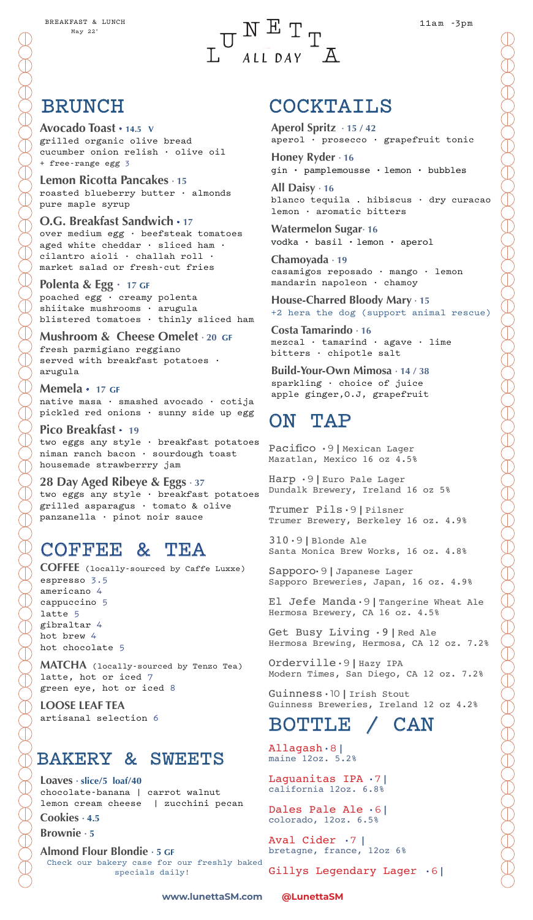BREAKFAST & LUNCH
May 22'

# LUNETTA ALL DAY

11am -3pm

## BRUNCH

**Avocado Toast • 14.5 V**
grilled organic olive bread
cucumber onion relish · olive oil
+ free-range egg 3

**Lemon Ricotta Pancakes · 15**
roasted blueberry butter · almonds
pure maple syrup

**O.G. Breakfast Sandwich • 17**
over medium egg · beefsteak tomatoes
aged white cheddar · sliced ham ·
cilantro aioli · challah roll ·
market salad or fresh-cut fries

**Polenta & Egg · 17 GF**
poached egg · creamy polenta
shiitake mushrooms · arugula
blistered tomatoes · thinly sliced ham

**Mushroom & Cheese Omelet · 20 GF**
fresh parmigiano reggiano
served with breakfast potatoes ·
arugula

**Memela • 17 GF**
native masa · smashed avocado · cotija
pickled red onions · sunny side up egg

**Pico Breakfast • 19**
two eggs any style · breakfast potatoes
niman ranch bacon · sourdough toast
housemade strawberrry jam

**28 Day Aged Ribeye & Eggs · 37**
two eggs any style · breakfast potatoes
grilled asparagus · tomato & olive
panzanella · pinot noir sauce

## COFFEE & TEA

**COFFEE** (locally-sourced by Caffe Luxxe)
espresso 3.5
americano 4
cappuccino 5
latte 5
gibraltar 4
hot brew 4
hot chocolate 5

**MATCHA** (locally-sourced by Tenzo Tea)
latte, hot or iced 7
green eye, hot or iced 8

**LOOSE LEAF TEA**
artisanal selection 6

## BAKERY & SWEETS

**Loaves · slice/5 loaf/40**
chocolate-banana | carrot walnut
lemon cream cheese | zucchini pecan

**Cookies · 4.5**

**Brownie · 5**

**Almond Flour Blondie · 5 GF**

Check our bakery case for our freshly baked specials daily!

## COCKTAILS

**Aperol Spritz · 15 / 42**
aperol · prosecco · grapefruit tonic

**Honey Ryder · 16**
gin · pamplemousse · lemon · bubbles

**All Daisy · 16**
blanco tequila . hibiscus · dry curacao
lemon · aromatic bitters

**Watermelon Sugar· 16**
vodka · basil · lemon · aperol

**Chamoyada · 19**
casamigos reposado · mango · lemon
mandarin napoleon · chamoy

**House-Charred Bloody Mary · 15**
+2 hera the dog (support animal rescue)

**Costa Tamarindo · 16**
mezcal · tamarind · agave · lime
bitters · chipotle salt

**Build-Your-Own Mimosa · 14 / 38**
sparkling · choice of juice
apple ginger,O.J, grapefruit

## ON TAP

Pacifico ·9 | Mexican Lager
Mazatlan, Mexico 16 oz 4.5%

Harp ·9 | Euro Pale Lager
Dundalk Brewery, Ireland 16 oz 5%

Trumer Pils·9 | Pilsner
Trumer Brewery, Berkeley 16 oz. 4.9%

310·9 | Blonde Ale
Santa Monica Brew Works, 16 oz. 4.8%

Sapporo·9 | Japanese Lager
Sapporo Breweries, Japan, 16 oz. 4.9%

El Jefe Manda·9 | Tangerine Wheat Ale
Hermosa Brewery, CA 16 oz. 4.5%

Get Busy Living ·9 | Red Ale
Hermosa Brewing, Hermosa, CA 12 oz. 7.2%

Orderville·9 | Hazy IPA
Modern Times, San Diego, CA 12 oz. 7.2%

Guinness·10 | Irish Stout
Guinness Breweries, Ireland 12 oz 4.2%

## BOTTLE / CAN

Allagash·8 |
maine 12oz. 5.2%

Laguanitas IPA ·7 |
california 12oz. 6.8%

Dales Pale Ale ·6 |
colorado, 12oz. 6.5%

Aval Cider ·7 |
bretagne, france, 12oz 6%

Gillys Legendary Lager ·6 |

www.lunettaSM.com @LunettaSM